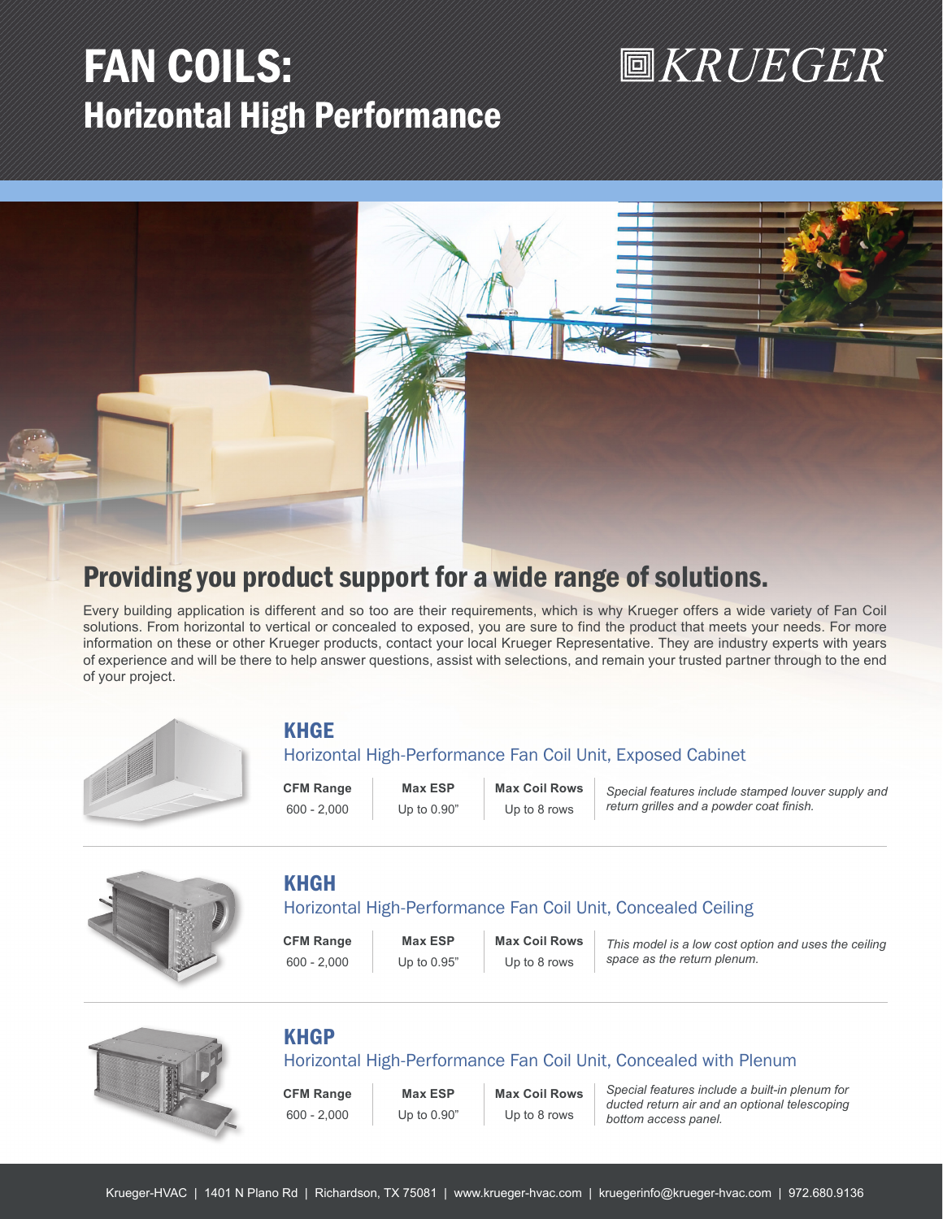# FAN COILS:
## Horizontal High Performance

KRUEGER

## Providing you product support for a wide range of solutions.

Every building application is different and so too are their requirements, which is why Krueger offers a wide variety of Fan Coil solutions. From horizontal to vertical or concealed to exposed, you are sure to find the product that meets your needs. For more information on these or other Krueger products, contact your local Krueger Representative. They are industry experts with years of experience and will be there to help answer questions, assist with selections, and remain your trusted partner through to the end of your project.

### KHGE

Horizontal High-Performance Fan Coil Unit, Exposed Cabinet

| CFM Range | Max ESP | Max Coil Rows |
|---|---|---|
| 600 - 2,000 | Up to 0.90" | Up to 8 rows |

*Special features include stamped louver supply and return grilles and a powder coat finish.*

### KHGH

Horizontal High-Performance Fan Coil Unit, Concealed Ceiling

| CFM Range | Max ESP | Max Coil Rows |
|---|---|---|
| 600 - 2,000 | Up to 0.95" | Up to 8 rows |

*This model is a low cost option and uses the ceiling space as the return plenum.*

### KHGP

Horizontal High-Performance Fan Coil Unit, Concealed with Plenum

| CFM Range | Max ESP | Max Coil Rows |
|---|---|---|
| 600 - 2,000 | Up to 0.90" | Up to 8 rows |

*Special features include a built-in plenum for ducted return air and an optional telescoping bottom access panel.*

Krueger-HVAC | 1401 N Plano Rd | Richardson, TX 75081 | www.krueger-hvac.com | kruegerinfo@krueger-hvac.com | 972.680.9136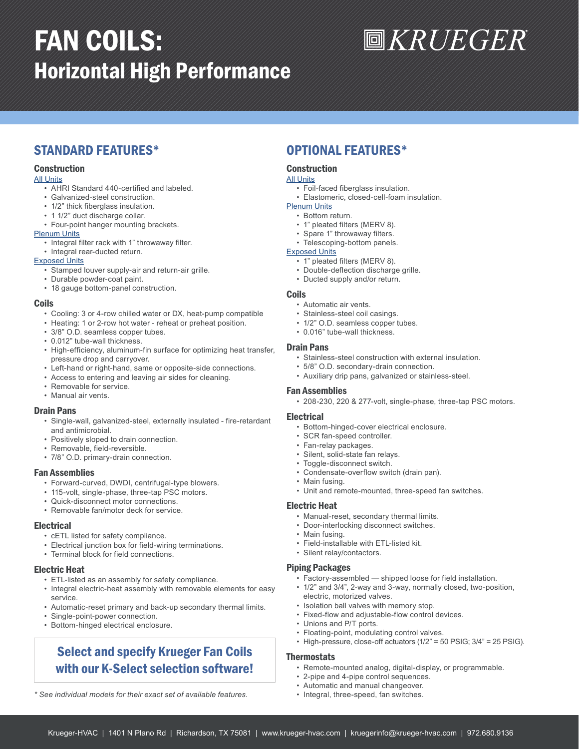# FAN COILS:
## Horizontal High Performance

KRUEGER

## STANDARD FEATURES*

### Construction

All Units

- AHRI Standard 440-certified and labeled.
- Galvanized-steel construction.
- 1/2" thick fiberglass insulation.
- 1 1/2" duct discharge collar.
- Four-point hanger mounting brackets.

Plenum Units

- Integral filter rack with 1" throwaway filter.
- Integral rear-ducted return.

Exposed Units

- Stamped louver supply-air and return-air grille.
- Durable powder-coat paint.
- 18 gauge bottom-panel construction.

### Coils

- Cooling: 3 or 4-row chilled water or DX, heat-pump compatible
- Heating: 1 or 2-row hot water - reheat or preheat position.
- 3/8" O.D. seamless copper tubes.
- 0.012" tube-wall thickness.
- High-efficiency, aluminum-fin surface for optimizing heat transfer, pressure drop and carryover.
- Left-hand or right-hand, same or opposite-side connections.
- Access to entering and leaving air sides for cleaning.
- Removable for service.
- Manual air vents.

### Drain Pans

- Single-wall, galvanized-steel, externally insulated - fire-retardant and antimicrobial.
- Positively sloped to drain connection.
- Removable, field-reversible.
- 7/8" O.D. primary-drain connection.

### Fan Assemblies

- Forward-curved, DWDI, centrifugal-type blowers.
- 115-volt, single-phase, three-tap PSC motors.
- Quick-disconnect motor connections.
- Removable fan/motor deck for service.

### Electrical

- cETL listed for safety compliance.
- Electrical junction box for field-wiring terminations.
- Terminal block for field connections.

### Electric Heat

- ETL-listed as an assembly for safety compliance.
- Integral electric-heat assembly with removable elements for easy service.
- Automatic-reset primary and back-up secondary thermal limits.
- Single-point-power connection.
- Bottom-hinged electrical enclosure.

**Select and specify Krueger Fan Coils with our K-Select selection software!**

*\* See individual models for their exact set of available features.*

## OPTIONAL FEATURES*

### Construction

All Units

- Foil-faced fiberglass insulation.
- Elastomeric, closed-cell-foam insulation.

Plenum Units

- Bottom return.
- 1" pleated filters (MERV 8).
- Spare 1" throwaway filters.
- Telescoping-bottom panels.

Exposed Units

- 1" pleated filters (MERV 8).
- Double-deflection discharge grille.
- Ducted supply and/or return.

### Coils

- Automatic air vents.
- Stainless-steel coil casings.
- 1/2" O.D. seamless copper tubes.
- 0.016" tube-wall thickness.

### Drain Pans

- Stainless-steel construction with external insulation.
- 5/8" O.D. secondary-drain connection.
- Auxiliary drip pans, galvanized or stainless-steel.

### Fan Assemblies

- 208-230, 220 & 277-volt, single-phase, three-tap PSC motors.

### Electrical

- Bottom-hinged-cover electrical enclosure.
- SCR fan-speed controller.
- Fan-relay packages.
- Silent, solid-state fan relays.
- Toggle-disconnect switch.
- Condensate-overflow switch (drain pan).
- Main fusing.
- Unit and remote-mounted, three-speed fan switches.

### Electric Heat

- Manual-reset, secondary thermal limits.
- Door-interlocking disconnect switches.
- Main fusing.
- Field-installable with ETL-listed kit.
- Silent relay/contactors.

### Piping Packages

- Factory-assembled — shipped loose for field installation.
- 1/2" and 3/4", 2-way and 3-way, normally closed, two-position, electric, motorized valves.
- Isolation ball valves with memory stop.
- Fixed-flow and adjustable-flow control devices.
- Unions and P/T ports.
- Floating-point, modulating control valves.
- High-pressure, close-off actuators (1/2" = 50 PSIG; 3/4" = 25 PSIG).

### Thermostats

- Remote-mounted analog, digital-display, or programmable.
- 2-pipe and 4-pipe control sequences.
- Automatic and manual changeover.
- Integral, three-speed, fan switches.

Krueger-HVAC | 1401 N Plano Rd | Richardson, TX 75081 | www.krueger-hvac.com | kruegerinfo@krueger-hvac.com | 972.680.9136